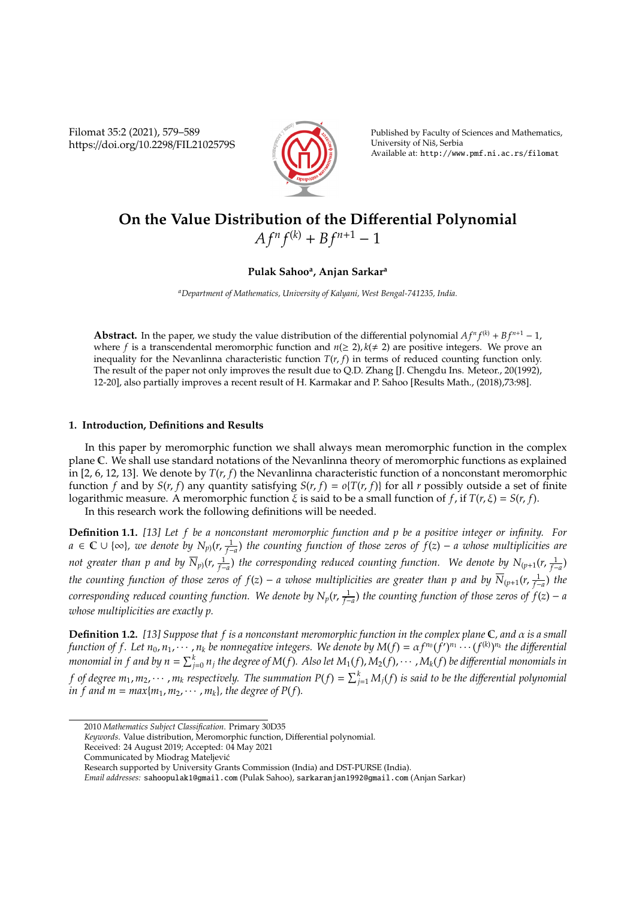# On the Value Distribution of the Differential Polynomial $Af^nf^{(k)} + Bf^{n+1} - 1$

**Pulak Sahoo[a], Anjan Sarkar[a]**

[a] *Department of Mathematics, University of Kalyani, West Bengal-741235, India.*

**Abstract.** In the paper, we study the value distribution of the differential polynomial $Af^nf^{(k)} + Bf^{n+1} - 1$, where $f$ is a transcendental meromorphic function and $n(\geq 2), k(\neq 2)$ are positive integers. We prove an inequality for the Nevanlinna characteristic function $T(r, f)$ in terms of reduced counting function only. The result of the paper not only improves the result due to Q.D. Zhang [J. Chengdu Ins. Meteor., 20(1992), 12-20], also partially improves a recent result of H. Karmakar and P. Sahoo [Results Math., (2018),73:98].

## 1. Introduction, Definitions and Results

In this paper by meromorphic function we shall always mean meromorphic function in the complex plane $\mathbb{C}$. We shall use standard notations of the Nevanlinna theory of meromorphic functions as explained in [2, 6, 12, 13]. We denote by $T(r, f)$ the Nevanlinna characteristic function of a nonconstant meromorphic function $f$ and by $S(r, f)$ any quantity satisfying $S(r, f) = o\{T(r, f)\}$ for all $r$ possibly outside a set of finite logarithmic measure. A meromorphic function $\xi$ is said to be a small function of $f$, if $T(r, \xi) = S(r, f)$.

In this research work the following definitions will be needed.

**Definition 1.1.** *[13] Let $f$ be a nonconstant meromorphic function and $p$ be a positive integer or infinity. For $a \in \mathbb{C} \cup \{\infty\}$, we denote by $N_{p)}(r, \frac{1}{f-a})$ the counting function of those zeros of $f(z) - a$ whose multiplicities are not greater than $p$ and by $\overline{N}_{p)}(r, \frac{1}{f-a})$ the corresponding reduced counting function. We denote by $N_{(p+1}(r, \frac{1}{f-a})$ the counting function of those zeros of $f(z) - a$ whose multiplicities are greater than $p$ and by $\overline{N}_{(p+1}(r, \frac{1}{f-a})$ the corresponding reduced counting function. We denote by $N_p(r, \frac{1}{f-a})$ the counting function of those zeros of $f(z) - a$ whose multiplicities are exactly $p$.*

**Definition 1.2.** *[13] Suppose that $f$ is a nonconstant meromorphic function in the complex plane $\mathbb{C}$, and $\alpha$ is a small function of $f$. Let $n_0, n_1, \cdots, n_k$ be nonnegative integers. We denote by $M(f) = \alpha f^{n_0}(f')^{n_1} \cdots (f^{(k)})^{n_k}$ the differential monomial in $f$ and by $n = \sum_{j=0}^{k} n_j$ the degree of $M(f)$. Also let $M_1(f), M_2(f), \cdots, M_k(f)$ be differential monomials in $f$ of degree $m_1, m_2, \cdots, m_k$ respectively. The summation $P(f) = \sum_{j=1}^{k} M_j(f)$ is said to be the differential polynomial in $f$ and $m = max\{m_1, m_2, \cdots, m_k\}$, the degree of $P(f)$.*

---

2010 *Mathematics Subject Classification.* Primary 30D35

*Keywords.* Value distribution, Meromorphic function, Differential polynomial.

Received: 24 August 2019; Accepted: 04 May 2021

Communicated by Miodrag Mateljević

Research supported by University Grants Commission (India) and DST-PURSE (India).

*Email addresses:* sahoopulak1@gmail.com (Pulak Sahoo), sarkaranjan1992@gmail.com (Anjan Sarkar)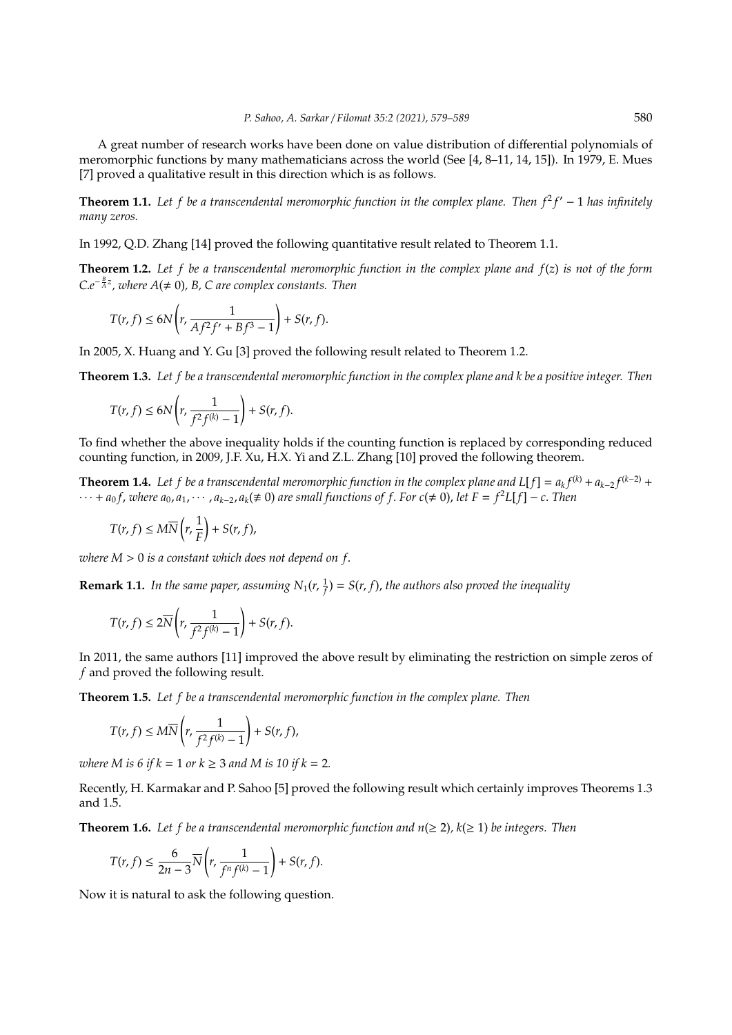A great number of research works have been done on value distribution of differential polynomials of meromorphic functions by many mathematicians across the world (See [4, 8–11, 14, 15]). In 1979, E. Mues [7] proved a qualitative result in this direction which is as follows.

**Theorem 1.1.** *Let $f$ be a transcendental meromorphic function in the complex plane. Then $f^2 f' - 1$ has infinitely many zeros.*

In 1992, Q.D. Zhang [14] proved the following quantitative result related to Theorem 1.1.

**Theorem 1.2.** *Let $f$ be a transcendental meromorphic function in the complex plane and $f(z)$ is not of the form $C.e^{-\frac{B}{A}z}$, where $A(\neq 0)$, $B$, $C$ are complex constants. Then*

$$T(r, f) \leq 6N\left(r, \frac{1}{Af^2 f' + Bf^3 - 1}\right) + S(r, f).$$

In 2005, X. Huang and Y. Gu [3] proved the following result related to Theorem 1.2.

**Theorem 1.3.** *Let $f$ be a transcendental meromorphic function in the complex plane and $k$ be a positive integer. Then*

$$T(r, f) \leq 6N\left(r, \frac{1}{f^2 f^{(k)} - 1}\right) + S(r, f).$$

To find whether the above inequality holds if the counting function is replaced by corresponding reduced counting function, in 2009, J.F. Xu, H.X. Yi and Z.L. Zhang [10] proved the following theorem.

**Theorem 1.4.** *Let $f$ be a transcendental meromorphic function in the complex plane and $L[f] = a_k f^{(k)} + a_{k-2} f^{(k-2)} + \cdots + a_0 f$, where $a_0, a_1, \cdots, a_{k-2}, a_k(\not\equiv 0)$ are small functions of $f$. For $c(\neq 0)$, let $F = f^2 L[f] - c$. Then*

$$T(r, f) \leq M\overline{N}\left(r, \frac{1}{F}\right) + S(r, f),$$

*where $M > 0$ is a constant which does not depend on $f$.*

**Remark 1.1.** *In the same paper, assuming $N_1(r, \frac{1}{f}) = S(r, f)$, the authors also proved the inequality*

$$T(r, f) \leq 2\overline{N}\left(r, \frac{1}{f^2 f^{(k)} - 1}\right) + S(r, f).$$

In 2011, the same authors [11] improved the above result by eliminating the restriction on simple zeros of $f$ and proved the following result.

**Theorem 1.5.** *Let $f$ be a transcendental meromorphic function in the complex plane. Then*

$$T(r, f) \leq M\overline{N}\left(r, \frac{1}{f^2 f^{(k)} - 1}\right) + S(r, f),$$

*where $M$ is 6 if $k = 1$ or $k \geq 3$ and $M$ is 10 if $k = 2$.*

Recently, H. Karmakar and P. Sahoo [5] proved the following result which certainly improves Theorems 1.3 and 1.5.

**Theorem 1.6.** *Let $f$ be a transcendental meromorphic function and $n(\geq 2)$, $k(\geq 1)$ be integers. Then*

$$T(r, f) \leq \frac{6}{2n - 3}\overline{N}\left(r, \frac{1}{f^n f^{(k)} - 1}\right) + S(r, f).$$

Now it is natural to ask the following question.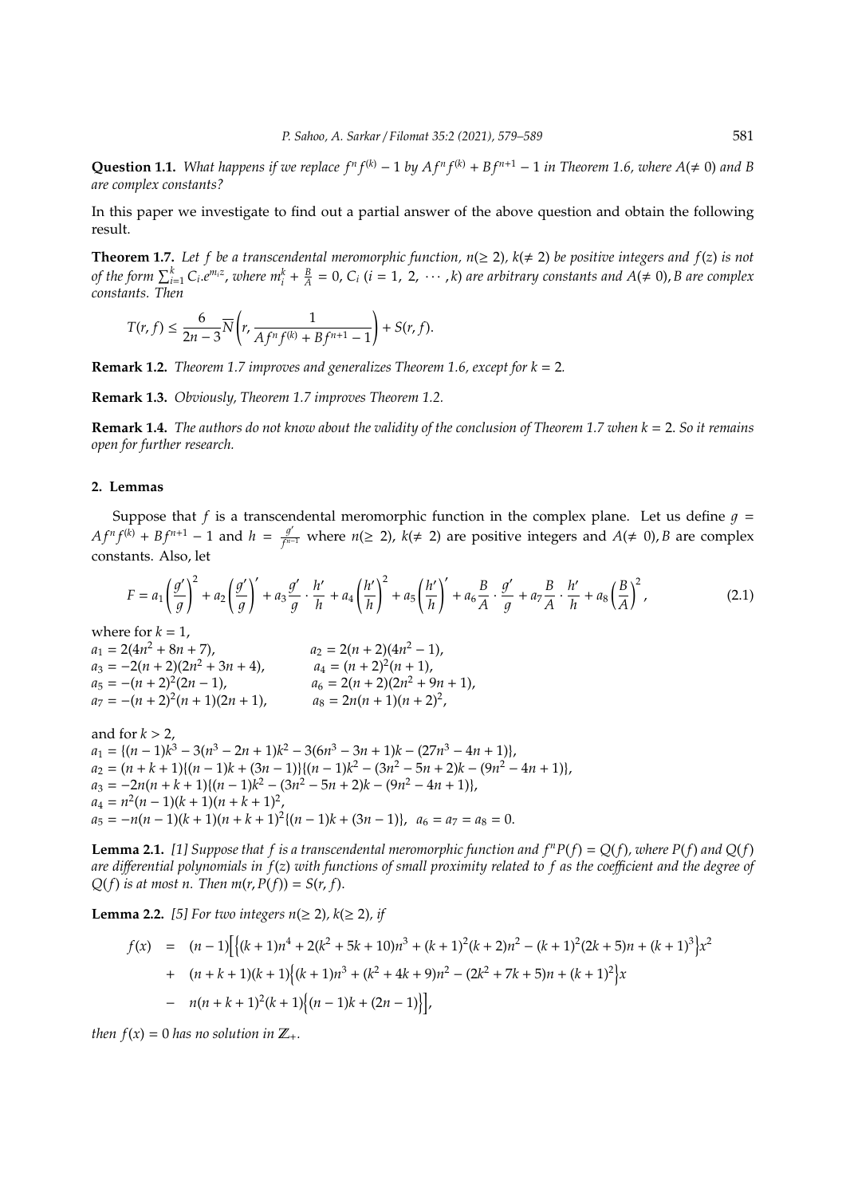**Question 1.1.** *What happens if we replace $f^n f^{(k)} - 1$ by $Af^n f^{(k)} + Bf^{n+1} - 1$ in Theorem 1.6, where $A(\neq 0)$ and $B$ are complex constants?*

In this paper we investigate to find out a partial answer of the above question and obtain the following result.

**Theorem 1.7.** *Let $f$ be a transcendental meromorphic function, $n(\geq 2)$, $k(\neq 2)$ be positive integers and $f(z)$ is not of the form $\sum_{i=1}^{k} C_i.e^{m_i z}$, where $m_i^k + \frac{B}{A} = 0$, $C_i$ $(i = 1, 2, \cdots, k)$ are arbitrary constants and $A(\neq 0), B$ are complex constants. Then*

$$T(r, f) \leq \frac{6}{2n-3}\overline{N}\left(r, \frac{1}{Af^n f^{(k)} + Bf^{n+1} - 1}\right) + S(r, f).$$

**Remark 1.2.** *Theorem 1.7 improves and generalizes Theorem 1.6, except for $k = 2$.*

**Remark 1.3.** *Obviously, Theorem 1.7 improves Theorem 1.2.*

**Remark 1.4.** *The authors do not know about the validity of the conclusion of Theorem 1.7 when $k = 2$. So it remains open for further research.*

## 2. Lemmas

Suppose that $f$ is a transcendental meromorphic function in the complex plane. Let us define $g = Af^n f^{(k)} + Bf^{n+1} - 1$ and $h = \frac{g'}{f^{n-1}}$ where $n(\geq 2)$, $k(\neq 2)$ are positive integers and $A(\neq 0), B$ are complex constants. Also, let

$$F = a_1\left(\frac{g'}{g}\right)^2 + a_2\left(\frac{g'}{g}\right)' + a_3\frac{g'}{g}\cdot\frac{h'}{h} + a_4\left(\frac{h'}{h}\right)^2 + a_5\left(\frac{h'}{h}\right)' + a_6\frac{B}{A}\cdot\frac{g'}{g} + a_7\frac{B}{A}\cdot\frac{h'}{h} + a_8\left(\frac{B}{A}\right)^2, \tag{2.1}$$

where for $k = 1$,

$a_1 = 2(4n^2 + 8n + 7)$, $\quad a_2 = 2(n+2)(4n^2 - 1)$,
$a_3 = -2(n+2)(2n^2 + 3n + 4)$, $\quad a_4 = (n+2)^2(n+1)$,
$a_5 = -(n+2)^2(2n-1)$, $\quad a_6 = 2(n+2)(2n^2 + 9n + 1)$,
$a_7 = -(n+2)^2(n+1)(2n+1)$, $\quad a_8 = 2n(n+1)(n+2)^2$,

and for $k > 2$,
$a_1 = \{(n-1)k^3 - 3(n^3 - 2n + 1)k^2 - 3(6n^3 - 3n + 1)k - (27n^3 - 4n + 1)\}$,
$a_2 = (n+k+1)\{(n-1)k + (3n-1)\}\{(n-1)k^2 - (3n^2 - 5n + 2)k - (9n^2 - 4n + 1)\}$,
$a_3 = -2n(n+k+1)\{(n-1)k^2 - (3n^2 - 5n + 2)k - (9n^2 - 4n + 1)\}$,
$a_4 = n^2(n-1)(k+1)(n+k+1)^2$,
$a_5 = -n(n-1)(k+1)(n+k+1)^2\{(n-1)k + (3n-1)\}$, $\quad a_6 = a_7 = a_8 = 0$.

**Lemma 2.1.** *[1] Suppose that $f$ is a transcendental meromorphic function and $f^n P(f) = Q(f)$, where $P(f)$ and $Q(f)$ are differential polynomials in $f(z)$ with functions of small proximity related to $f$ as the coefficient and the degree of $Q(f)$ is at most $n$. Then $m(r, P(f)) = S(r, f)$.*

**Lemma 2.2.** *[5] For two integers $n(\geq 2)$, $k(\geq 2)$, if*

$$\begin{aligned}
f(x) \;&=\; (n-1)\Big[\Big\{(k+1)n^4 + 2(k^2 + 5k + 10)n^3 + (k+1)^2(k+2)n^2 - (k+1)^2(2k+5)n + (k+1)^3\Big\}x^2 \\
&+\; (n+k+1)(k+1)\Big\{(k+1)n^3 + (k^2 + 4k + 9)n^2 - (2k^2 + 7k + 5)n + (k+1)^2\Big\}x \\
&-\; n(n+k+1)^2(k+1)\Big\{(n-1)k + (2n-1)\Big\}\Big],
\end{aligned}$$

*then $f(x) = 0$ has no solution in $\mathbb{Z}_+$.*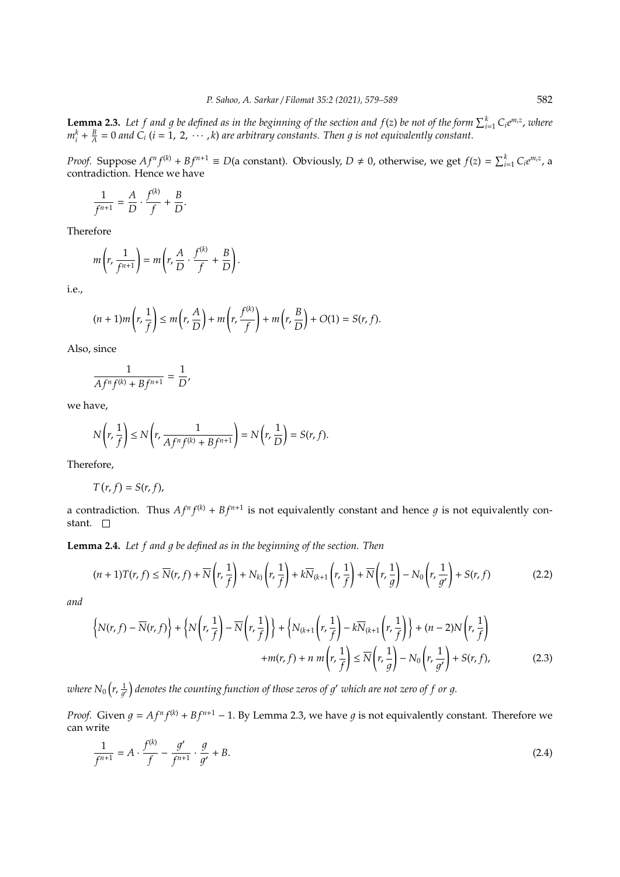**Lemma 2.3.** *Let $f$ and $g$ be defined as in the beginning of the section and $f(z)$ be not of the form $\sum_{i=1}^{k} C_i e^{m_i z}$, where $m_i^k + \frac{B}{A} = 0$ and $C_i$ $(i = 1,\ 2,\ \cdots, k)$ are arbitrary constants. Then $g$ is not equivalently constant.*

*Proof.* Suppose $Af^n f^{(k)} + Bf^{n+1} \equiv D$(a constant). Obviously, $D \neq 0$, otherwise, we get $f(z) = \sum_{i=1}^{k} C_i e^{m_i z}$, a contradiction. Hence we have

$$\frac{1}{f^{n+1}} = \frac{A}{D} \cdot \frac{f^{(k)}}{f} + \frac{B}{D}.$$

Therefore

$$m\left(r, \frac{1}{f^{n+1}}\right) = m\left(r, \frac{A}{D} \cdot \frac{f^{(k)}}{f} + \frac{B}{D}\right).$$

i.e.,

$$(n+1)m\left(r, \frac{1}{f}\right) \leq m\left(r, \frac{A}{D}\right) + m\left(r, \frac{f^{(k)}}{f}\right) + m\left(r, \frac{B}{D}\right) + O(1) = S(r, f).$$

Also, since

$$\frac{1}{Af^n f^{(k)} + Bf^{n+1}} = \frac{1}{D},$$

we have,

$$N\left(r, \frac{1}{f}\right) \leq N\left(r, \frac{1}{Af^n f^{(k)} + Bf^{n+1}}\right) = N\left(r, \frac{1}{D}\right) = S(r, f).$$

Therefore,

$$T(r, f) = S(r, f),$$

a contradiction. Thus $Af^n f^{(k)} + Bf^{n+1}$ is not equivalently constant and hence $g$ is not equivalently constant. □

**Lemma 2.4.** *Let $f$ and $g$ be defined as in the beginning of the section. Then*

$$(n+1)T(r, f) \leq \overline{N}(r, f) + \overline{N}\left(r, \frac{1}{f}\right) + N_{k)}\left(r, \frac{1}{f}\right) + k\overline{N}_{(k+1}\left(r, \frac{1}{f}\right) + \overline{N}\left(r, \frac{1}{g}\right) - N_0\left(r, \frac{1}{g'}\right) + S(r, f) \tag{2.2}$$

*and*

$$\left\{N(r, f) - \overline{N}(r, f)\right\} + \left\{N\left(r, \frac{1}{f}\right) - \overline{N}\left(r, \frac{1}{f}\right)\right\} + \left\{N_{(k+1}\left(r, \frac{1}{f}\right) - k\overline{N}_{(k+1}\left(r, \frac{1}{f}\right)\right\} + (n-2)N\left(r, \frac{1}{f}\right)$$
$$+ m(r, f) + n\, m\left(r, \frac{1}{f}\right) \leq \overline{N}\left(r, \frac{1}{g}\right) - N_0\left(r, \frac{1}{g'}\right) + S(r, f), \tag{2.3}$$

*where $N_0\left(r, \frac{1}{g'}\right)$ denotes the counting function of those zeros of $g'$ which are not zero of $f$ or $g$.*

*Proof.* Given $g = Af^n f^{(k)} + Bf^{n+1} - 1$. By Lemma 2.3, we have $g$ is not equivalently constant. Therefore we can write

$$\frac{1}{f^{n+1}} = A \cdot \frac{f^{(k)}}{f} - \frac{g'}{f^{n+1}} \cdot \frac{g}{g'} + B. \tag{2.4}$$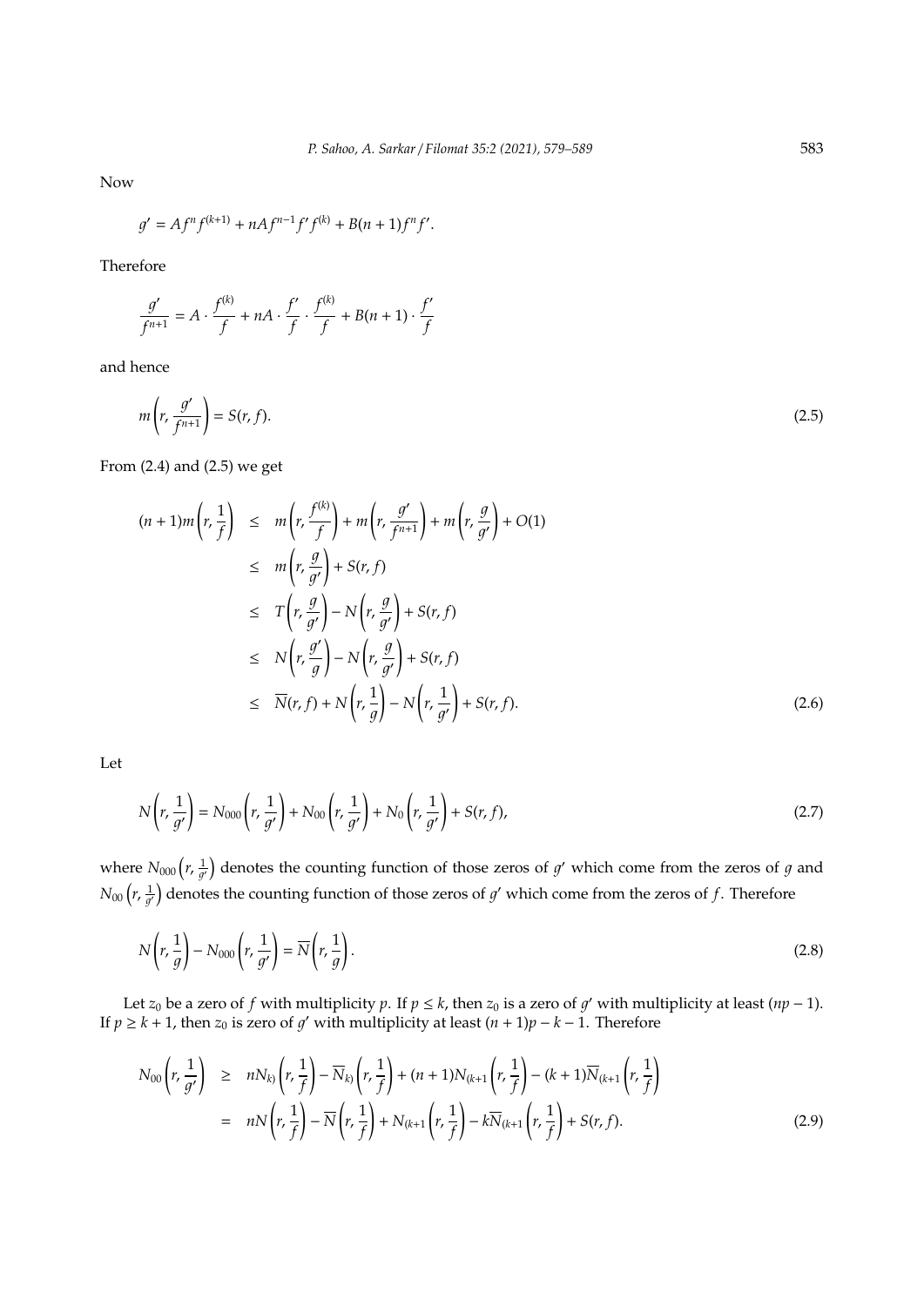Now

$$g' = Af^nf^{(k+1)} + nAf^{n-1}f'f^{(k)} + B(n+1)f^nf'.$$

Therefore

$$\frac{g'}{f^{n+1}} = A \cdot \frac{f^{(k)}}{f} + nA \cdot \frac{f'}{f} \cdot \frac{f^{(k)}}{f} + B(n+1) \cdot \frac{f'}{f}$$

and hence

$$m\left(r, \frac{g'}{f^{n+1}}\right) = S(r, f). \tag{2.5}$$

From (2.4) and (2.5) we get

$$\begin{aligned}
(n+1)m\left(r, \frac{1}{f}\right) &\leq m\left(r, \frac{f^{(k)}}{f}\right) + m\left(r, \frac{g'}{f^{n+1}}\right) + m\left(r, \frac{g}{g'}\right) + O(1) \\
&\leq m\left(r, \frac{g}{g'}\right) + S(r, f) \\
&\leq T\left(r, \frac{g}{g'}\right) - N\left(r, \frac{g}{g'}\right) + S(r, f) \\
&\leq N\left(r, \frac{g'}{g}\right) - N\left(r, \frac{g}{g'}\right) + S(r, f) \\
&\leq \overline{N}(r, f) + N\left(r, \frac{1}{g}\right) - N\left(r, \frac{1}{g'}\right) + S(r, f).
\end{aligned} \tag{2.6}$$

Let

$$N\left(r, \frac{1}{g'}\right) = N_{000}\left(r, \frac{1}{g'}\right) + N_{00}\left(r, \frac{1}{g'}\right) + N_0\left(r, \frac{1}{g'}\right) + S(r, f), \tag{2.7}$$

where $N_{000}\left(r, \frac{1}{g'}\right)$ denotes the counting function of those zeros of $g'$ which come from the zeros of $g$ and $N_{00}\left(r, \frac{1}{g'}\right)$ denotes the counting function of those zeros of $g'$ which come from the zeros of $f$. Therefore

$$N\left(r, \frac{1}{g}\right) - N_{000}\left(r, \frac{1}{g'}\right) = \overline{N}\left(r, \frac{1}{g}\right). \tag{2.8}$$

Let $z_0$ be a zero of $f$ with multiplicity $p$. If $p \leq k$, then $z_0$ is a zero of $g'$ with multiplicity at least $(np - 1)$. If $p \geq k + 1$, then $z_0$ is zero of $g'$ with multiplicity at least $(n + 1)p - k - 1$. Therefore

$$\begin{aligned}
N_{00}\left(r, \frac{1}{g'}\right) &\geq nN_{k)}\left(r, \frac{1}{f}\right) - \overline{N}_{k)}\left(r, \frac{1}{f}\right) + (n+1)N_{(k+1}\left(r, \frac{1}{f}\right) - (k+1)\overline{N}_{(k+1}\left(r, \frac{1}{f}\right) \\
&= nN\left(r, \frac{1}{f}\right) - \overline{N}\left(r, \frac{1}{f}\right) + N_{(k+1}\left(r, \frac{1}{f}\right) - k\overline{N}_{(k+1}\left(r, \frac{1}{f}\right) + S(r, f).
\end{aligned} \tag{2.9}$$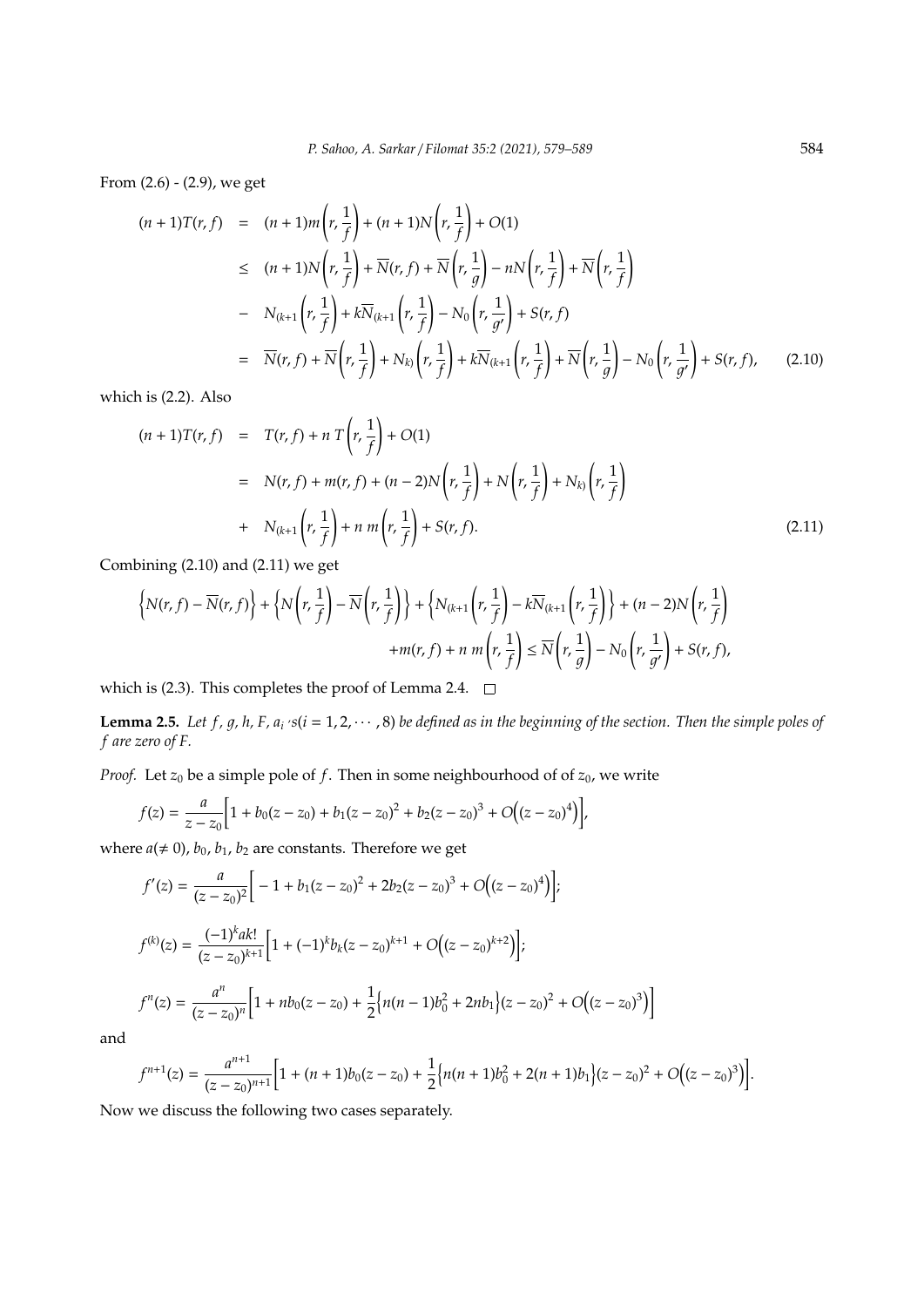From (2.6) - (2.9), we get

$$
\begin{aligned}
(n+1)T(r,f) &= (n+1)m\left(r,\frac{1}{f}\right)+(n+1)N\left(r,\frac{1}{f}\right)+O(1)\\
&\leq (n+1)N\left(r,\frac{1}{f}\right)+\overline{N}(r,f)+\overline{N}\left(r,\frac{1}{g}\right)-nN\left(r,\frac{1}{f}\right)+\overline{N}\left(r,\frac{1}{f}\right)\\
&- N_{(k+1}\left(r,\frac{1}{f}\right)+k\overline{N}_{(k+1}\left(r,\frac{1}{f}\right)-N_0\left(r,\frac{1}{g'}\right)+S(r,f)\\
&= \overline{N}(r,f)+\overline{N}\left(r,\frac{1}{f}\right)+N_{k)}\left(r,\frac{1}{f}\right)+k\overline{N}_{(k+1}\left(r,\frac{1}{f}\right)+\overline{N}\left(r,\frac{1}{g}\right)-N_0\left(r,\frac{1}{g'}\right)+S(r,f), \qquad (2.10)
\end{aligned}
$$

which is (2.2). Also

$$
\begin{aligned}
(n+1)T(r,f) &= T(r,f)+n\,T\left(r,\frac{1}{f}\right)+O(1)\\
&= N(r,f)+m(r,f)+(n-2)N\left(r,\frac{1}{f}\right)+N\left(r,\frac{1}{f}\right)+N_{k)}\left(r,\frac{1}{f}\right)\\
&+ N_{(k+1}\left(r,\frac{1}{f}\right)+n\,m\left(r,\frac{1}{f}\right)+S(r,f). \qquad (2.11)
\end{aligned}
$$

Combining (2.10) and (2.11) we get

$$
\begin{aligned}
&\left\{N(r,f)-\overline{N}(r,f)\right\}+\left\{N\left(r,\frac{1}{f}\right)-\overline{N}\left(r,\frac{1}{f}\right)\right\}+\left\{N_{(k+1}\left(r,\frac{1}{f}\right)-k\overline{N}_{(k+1}\left(r,\frac{1}{f}\right)\right\}+(n-2)N\left(r,\frac{1}{f}\right)\\
&\qquad +m(r,f)+n\,m\left(r,\frac{1}{f}\right)\leq \overline{N}\left(r,\frac{1}{g}\right)-N_0\left(r,\frac{1}{g'}\right)+S(r,f),
\end{aligned}
$$

which is (2.3). This completes the proof of Lemma 2.4. □

**Lemma 2.5.** *Let $f$, $g$, $h$, $F$, $a_i$'s$(i=1,2,\cdots,8)$ be defined as in the beginning of the section. Then the simple poles of $f$ are zero of $F$.*

*Proof.* Let $z_0$ be a simple pole of $f$. Then in some neighbourhood of of $z_0$, we write

$$
f(z)=\frac{a}{z-z_0}\Big[1+b_0(z-z_0)+b_1(z-z_0)^2+b_2(z-z_0)^3+O\Big((z-z_0)^4\Big)\Big],
$$

where $a(\neq 0)$, $b_0$, $b_1$, $b_2$ are constants. Therefore we get

$$
f'(z)=\frac{a}{(z-z_0)^2}\Big[-1+b_1(z-z_0)^2+2b_2(z-z_0)^3+O\Big((z-z_0)^4\Big)\Big];
$$

$$
f^{(k)}(z)=\frac{(-1)^k ak!}{(z-z_0)^{k+1}}\Big[1+(-1)^k b_k(z-z_0)^{k+1}+O\Big((z-z_0)^{k+2}\Big)\Big];
$$

$$
f^n(z)=\frac{a^n}{(z-z_0)^n}\Big[1+nb_0(z-z_0)+\frac{1}{2}\Big\{n(n-1)b_0^2+2nb_1\Big\}(z-z_0)^2+O\Big((z-z_0)^3\Big)\Big]
$$

and

$$
f^{n+1}(z)=\frac{a^{n+1}}{(z-z_0)^{n+1}}\Big[1+(n+1)b_0(z-z_0)+\frac{1}{2}\Big\{n(n+1)b_0^2+2(n+1)b_1\Big\}(z-z_0)^2+O\Big((z-z_0)^3\Big)\Big].
$$

Now we discuss the following two cases separately.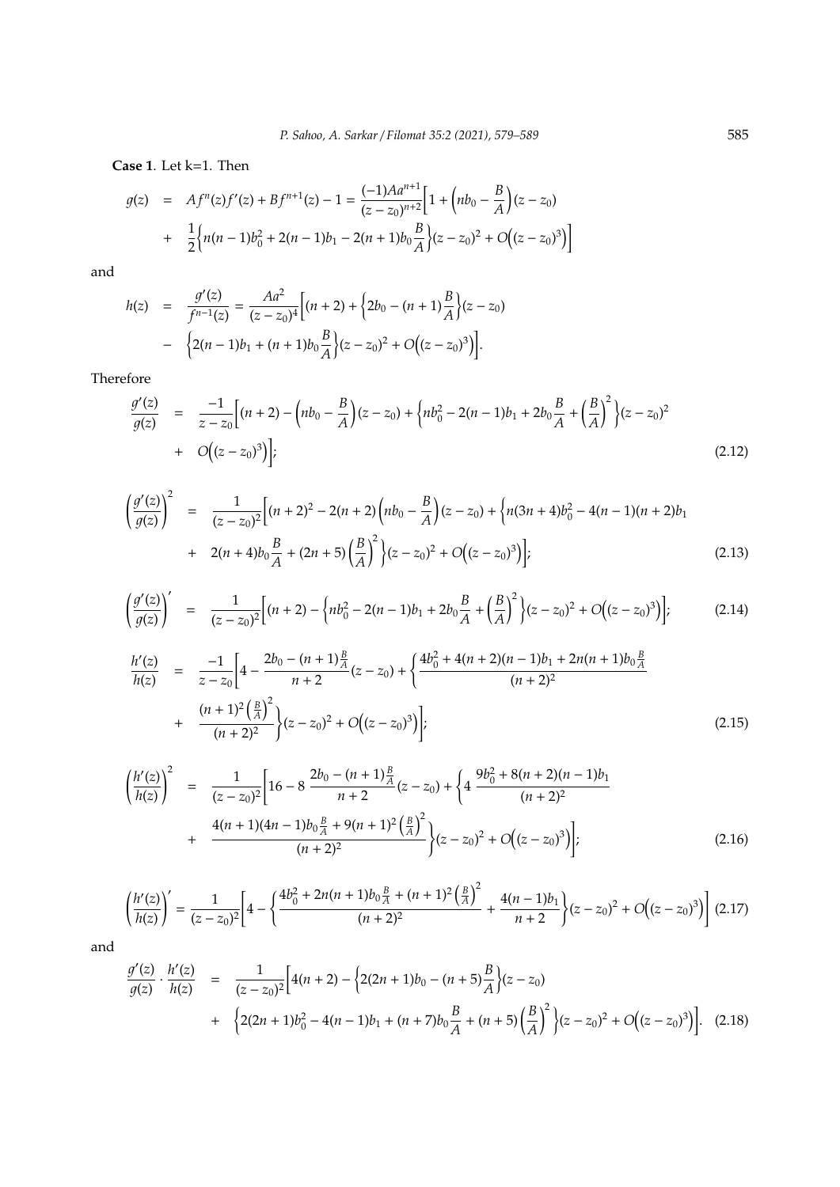**Case 1**. Let k=1. Then

$$\begin{aligned}
g(z) &= Af^n(z)f'(z) + Bf^{n+1}(z) - 1 = \frac{(-1)Aa^{n+1}}{(z-z_0)^{n+2}}\Big[1 + \Big(nb_0 - \frac{B}{A}\Big)(z-z_0) \\
&+ \frac{1}{2}\Big\{n(n-1)b_0^2 + 2(n-1)b_1 - 2(n+1)b_0\frac{B}{A}\Big\}(z-z_0)^2 + O\Big((z-z_0)^3\Big)\Big]
\end{aligned}$$

and

$$\begin{aligned}
h(z) &= \frac{g'(z)}{f^{n-1}(z)} = \frac{Aa^2}{(z-z_0)^4}\Big[(n+2) + \Big\{2b_0 - (n+1)\frac{B}{A}\Big\}(z-z_0) \\
&- \Big\{2(n-1)b_1 + (n+1)b_0\frac{B}{A}\Big\}(z-z_0)^2 + O\Big((z-z_0)^3\Big)\Big].
\end{aligned}$$

Therefore

$$\begin{aligned}
\frac{g'(z)}{g(z)} &= \frac{-1}{z-z_0}\Big[(n+2) - \Big(nb_0 - \frac{B}{A}\Big)(z-z_0) + \Big\{nb_0^2 - 2(n-1)b_1 + 2b_0\frac{B}{A} + \Big(\frac{B}{A}\Big)^2\Big\}(z-z_0)^2 \\
&+ O\Big((z-z_0)^3\Big)\Big]; \qquad (2.12)
\end{aligned}$$

$$\begin{aligned}
\left(\frac{g'(z)}{g(z)}\right)^2 &= \frac{1}{(z-z_0)^2}\Big[(n+2)^2 - 2(n+2)\Big(nb_0 - \frac{B}{A}\Big)(z-z_0) + \Big\{n(3n+4)b_0^2 - 4(n-1)(n+2)b_1 \\
&+ 2(n+4)b_0\frac{B}{A} + (2n+5)\Big(\frac{B}{A}\Big)^2\Big\}(z-z_0)^2 + O\Big((z-z_0)^3\Big)\Big]; \qquad (2.13)
\end{aligned}$$

$$\left(\frac{g'(z)}{g(z)}\right)' = \frac{1}{(z-z_0)^2}\Big[(n+2) - \Big\{nb_0^2 - 2(n-1)b_1 + 2b_0\frac{B}{A} + \Big(\frac{B}{A}\Big)^2\Big\}(z-z_0)^2 + O\Big((z-z_0)^3\Big)\Big]; \qquad (2.14)$$

$$\begin{aligned}
\frac{h'(z)}{h(z)} &= \frac{-1}{z-z_0}\Big[4 - \frac{2b_0 - (n+1)\frac{B}{A}}{n+2}(z-z_0) + \Big\{\frac{4b_0^2 + 4(n+2)(n-1)b_1 + 2n(n+1)b_0\frac{B}{A}}{(n+2)^2} \\
&+ \frac{(n+1)^2\left(\frac{B}{A}\right)^2}{(n+2)^2}\Big\}(z-z_0)^2 + O\Big((z-z_0)^3\Big)\Big]; \qquad (2.15)
\end{aligned}$$

$$\begin{aligned}
\left(\frac{h'(z)}{h(z)}\right)^2 &= \frac{1}{(z-z_0)^2}\Big[16 - 8\,\frac{2b_0 - (n+1)\frac{B}{A}}{n+2}(z-z_0) + \Big\{4\,\frac{9b_0^2 + 8(n+2)(n-1)b_1}{(n+2)^2} \\
&+ \frac{4(n+1)(4n-1)b_0\frac{B}{A} + 9(n+1)^2\left(\frac{B}{A}\right)^2}{(n+2)^2}\Big\}(z-z_0)^2 + O\Big((z-z_0)^3\Big)\Big]; \qquad (2.16)
\end{aligned}$$

$$\left(\frac{h'(z)}{h(z)}\right)' = \frac{1}{(z-z_0)^2}\Big[4 - \Big\{\frac{4b_0^2 + 2n(n+1)b_0\frac{B}{A} + (n+1)^2\left(\frac{B}{A}\right)^2}{(n+2)^2} + \frac{4(n-1)b_1}{n+2}\Big\}(z-z_0)^2 + O\Big((z-z_0)^3\Big)\Big] \qquad (2.17)$$

and

$$\begin{aligned}
\frac{g'(z)}{g(z)}\cdot\frac{h'(z)}{h(z)} &= \frac{1}{(z-z_0)^2}\Big[4(n+2) - \Big\{2(2n+1)b_0 - (n+5)\frac{B}{A}\Big\}(z-z_0) \\
&+ \Big\{2(2n+1)b_0^2 - 4(n-1)b_1 + (n+7)b_0\frac{B}{A} + (n+5)\Big(\frac{B}{A}\Big)^2\Big\}(z-z_0)^2 + O\Big((z-z_0)^3\Big)\Big]. \qquad (2.18)
\end{aligned}$$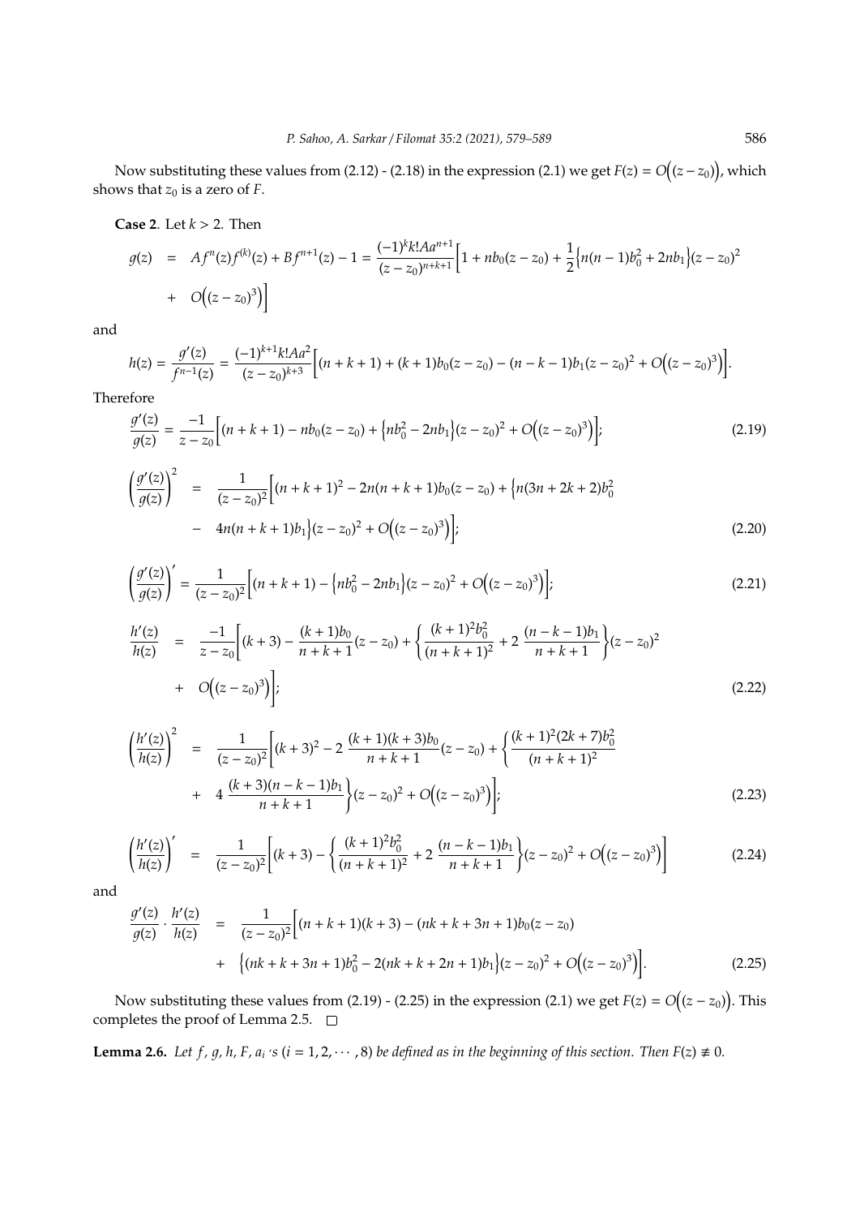Now substituting these values from (2.12) - (2.18) in the expression (2.1) we get $F(z) = O\Big((z-z_0)\Big)$, which shows that $z_0$ is a zero of $F$.

**Case 2**. Let $k > 2$. Then

$$\begin{aligned} g(z) &= Af^n(z)f^{(k)}(z) + Bf^{n+1}(z) - 1 = \frac{(-1)^k k! A a^{n+1}}{(z-z_0)^{n+k+1}}\Big[1 + nb_0(z-z_0) + \frac{1}{2}\Big\{n(n-1)b_0^2 + 2nb_1\Big\}(z-z_0)^2 \\ &+ O\Big((z-z_0)^3\Big)\Big] \end{aligned}$$

and

$$h(z) = \frac{g'(z)}{f^{n-1}(z)} = \frac{(-1)^{k+1} k! A a^2}{(z-z_0)^{k+3}}\Big[(n+k+1) + (k+1)b_0(z-z_0) - (n-k-1)b_1(z-z_0)^2 + O\Big((z-z_0)^3\Big)\Big].$$

Therefore

$$\frac{g'(z)}{g(z)} = \frac{-1}{z-z_0}\Big[(n+k+1) - nb_0(z-z_0) + \Big\{nb_0^2 - 2nb_1\Big\}(z-z_0)^2 + O\Big((z-z_0)^3\Big)\Big]; \tag{2.19}$$

$$\begin{aligned} \left(\frac{g'(z)}{g(z)}\right)^2 &= \frac{1}{(z-z_0)^2}\Big[(n+k+1)^2 - 2n(n+k+1)b_0(z-z_0) + \Big\{n(3n+2k+2)b_0^2 \\ &- 4n(n+k+1)b_1\Big\}(z-z_0)^2 + O\Big((z-z_0)^3\Big)\Big]; \end{aligned} \tag{2.20}$$

$$\left(\frac{g'(z)}{g(z)}\right)' = \frac{1}{(z-z_0)^2}\Big[(n+k+1) - \Big\{nb_0^2 - 2nb_1\Big\}(z-z_0)^2 + O\Big((z-z_0)^3\Big)\Big]; \tag{2.21}$$

$$\begin{aligned} \frac{h'(z)}{h(z)} &= \frac{-1}{z-z_0}\Big[(k+3) - \frac{(k+1)b_0}{n+k+1}(z-z_0) + \Big\{\frac{(k+1)^2 b_0^2}{(n+k+1)^2} + 2\,\frac{(n-k-1)b_1}{n+k+1}\Big\}(z-z_0)^2 \\ &+ O\Big((z-z_0)^3\Big)\Big]; \end{aligned} \tag{2.22}$$

$$\begin{aligned} \left(\frac{h'(z)}{h(z)}\right)^2 &= \frac{1}{(z-z_0)^2}\Big[(k+3)^2 - 2\,\frac{(k+1)(k+3)b_0}{n+k+1}(z-z_0) + \Big\{\frac{(k+1)^2(2k+7)b_0^2}{(n+k+1)^2} \\ &+ 4\,\frac{(k+3)(n-k-1)b_1}{n+k+1}\Big\}(z-z_0)^2 + O\Big((z-z_0)^3\Big)\Big]; \end{aligned} \tag{2.23}$$

$$\left(\frac{h'(z)}{h(z)}\right)' = \frac{1}{(z-z_0)^2}\Big[(k+3) - \Big\{\frac{(k+1)^2 b_0^2}{(n+k+1)^2} + 2\,\frac{(n-k-1)b_1}{n+k+1}\Big\}(z-z_0)^2 + O\Big((z-z_0)^3\Big)\Big] \tag{2.24}$$

and

$$\begin{aligned} \frac{g'(z)}{g(z)}\cdot\frac{h'(z)}{h(z)} &= \frac{1}{(z-z_0)^2}\Big[(n+k+1)(k+3) - (nk+k+3n+1)b_0(z-z_0) \\ &+ \Big\{(nk+k+3n+1)b_0^2 - 2(nk+k+2n+1)b_1\Big\}(z-z_0)^2 + O\Big((z-z_0)^3\Big)\Big]. \end{aligned} \tag{2.25}$$

Now substituting these values from (2.19) - (2.25) in the expression (2.1) we get $F(z) = O\Big((z-z_0)\Big)$. This completes the proof of Lemma 2.5. $\square$

**Lemma 2.6.** *Let $f$, $g$, $h$, $F$, $a_i$'s $(i = 1, 2, \cdots, 8)$ be defined as in the beginning of this section. Then $F(z) \not\equiv 0$.*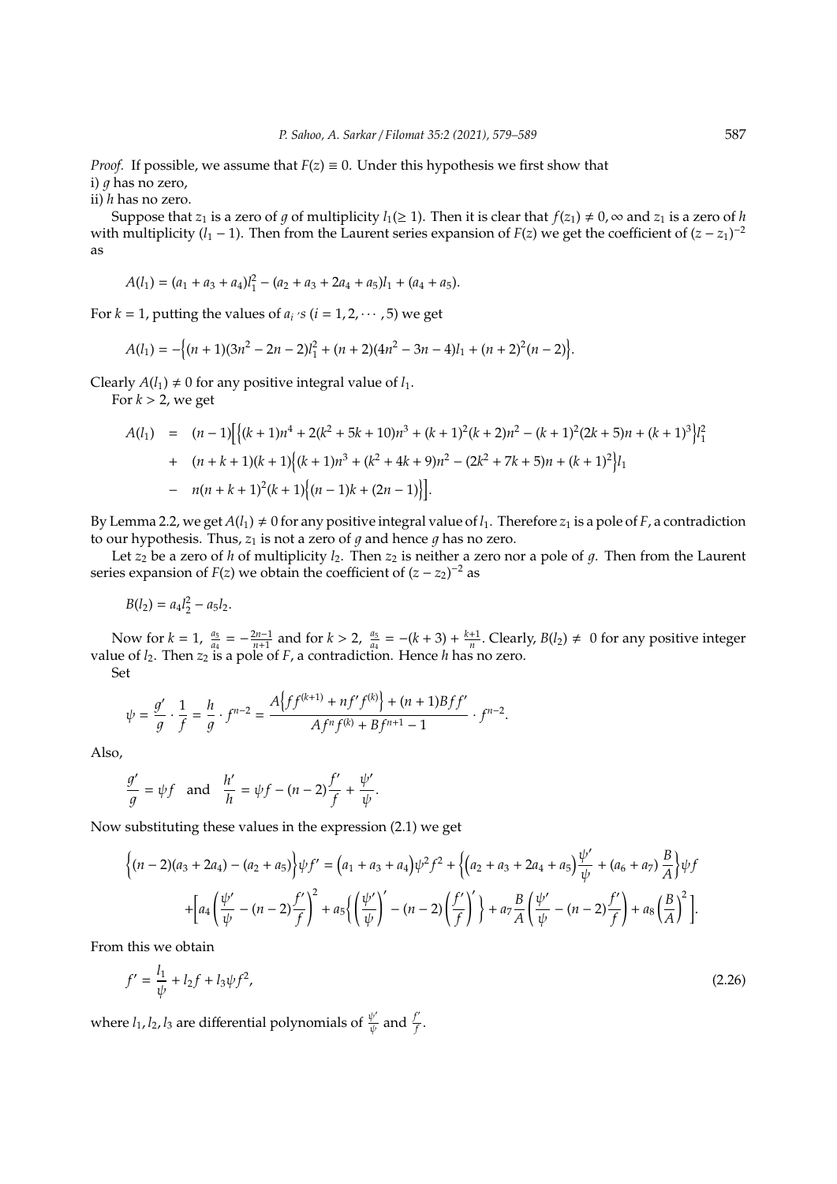*Proof.* If possible, we assume that $F(z) \equiv 0$. Under this hypothesis we first show that

i) $g$ has no zero,

ii) $h$ has no zero.

Suppose that $z_1$ is a zero of $g$ of multiplicity $l_1 (\geq 1)$. Then it is clear that $f(z_1) \neq 0, \infty$ and $z_1$ is a zero of $h$ with multiplicity $(l_1 - 1)$. Then from the Laurent series expansion of $F(z)$ we get the coefficient of $(z - z_1)^{-2}$ as

$$A(l_1) = (a_1 + a_3 + a_4)l_1^2 - (a_2 + a_3 + 2a_4 + a_5)l_1 + (a_4 + a_5).$$

For $k = 1$, putting the values of $a_i$'s $(i = 1, 2, \cdots, 5)$ we get

$$A(l_1) = -\Big\{(n+1)(3n^2 - 2n - 2)l_1^2 + (n+2)(4n^2 - 3n - 4)l_1 + (n+2)^2(n-2)\Big\}.$$

Clearly $A(l_1) \neq 0$ for any positive integral value of $l_1$.

For $k > 2$, we get

$$\begin{aligned} A(l_1) &= (n-1)\Big[\Big\{(k+1)n^4 + 2(k^2 + 5k + 10)n^3 + (k+1)^2(k+2)n^2 - (k+1)^2(2k+5)n + (k+1)^3\Big\}l_1^2 \\ &+ (n+k+1)(k+1)\Big\{(k+1)n^3 + (k^2 + 4k + 9)n^2 - (2k^2 + 7k + 5)n + (k+1)^2\Big\}l_1 \\ &- n(n+k+1)^2(k+1)\Big\{(n-1)k + (2n-1)\Big\}\Big]. \end{aligned}$$

By Lemma 2.2, we get $A(l_1) \neq 0$ for any positive integral value of $l_1$. Therefore $z_1$ is a pole of $F$, a contradiction to our hypothesis. Thus, $z_1$ is not a zero of $g$ and hence $g$ has no zero.

Let $z_2$ be a zero of $h$ of multiplicity $l_2$. Then $z_2$ is neither a zero nor a pole of $g$. Then from the Laurent series expansion of $F(z)$ we obtain the coefficient of $(z - z_2)^{-2}$ as

$$B(l_2) = a_4 l_2^2 - a_5 l_2.$$

Now for $k = 1$, $\frac{a_5}{a_4} = -\frac{2n-1}{n+1}$ and for $k > 2$, $\frac{a_5}{a_4} = -(k+3) + \frac{k+1}{n}$. Clearly, $B(l_2) \neq 0$ for any positive integer value of $l_2$. Then $z_2$ is a pole of $F$, a contradiction. Hence $h$ has no zero.

Set

$$\psi = \frac{g'}{g} \cdot \frac{1}{f} = \frac{h}{g} \cdot f^{n-2} = \frac{A\Big\{ff^{(k+1)} + nf'f^{(k)}\Big\} + (n+1)Bff'}{Af^n f^{(k)} + Bf^{n+1} - 1} \cdot f^{n-2}.$$

Also,

$$\frac{g'}{g} = \psi f \quad \text{and} \quad \frac{h'}{h} = \psi f - (n-2)\frac{f'}{f} + \frac{\psi'}{\psi}.$$

Now substituting these values in the expression (2.1) we get

$$\begin{aligned} \Big\{(n-2)(a_3 + 2a_4) - (a_2 + a_5)\Big\}\psi f' &= \Big(a_1 + a_3 + a_4\Big)\psi^2 f^2 + \Big\{\Big(a_2 + a_3 + 2a_4 + a_5\Big)\frac{\psi'}{\psi} + (a_6 + a_7)\frac{B}{A}\Big\}\psi f \\ &+ \Big[a_4\left(\frac{\psi'}{\psi} - (n-2)\frac{f'}{f}\right)^2 + a_5\Big\{\left(\frac{\psi'}{\psi}\right)' - (n-2)\left(\frac{f'}{f}\right)'\Big\} + a_7\frac{B}{A}\left(\frac{\psi'}{\psi} - (n-2)\frac{f'}{f}\right) + a_8\left(\frac{B}{A}\right)^2\Big]. \end{aligned}$$

From this we obtain

$$f' = \frac{l_1}{\psi} + l_2 f + l_3 \psi f^2, \tag{2.26}$$

where $l_1, l_2, l_3$ are differential polynomials of $\frac{\psi'}{\psi}$ and $\frac{f'}{f}$.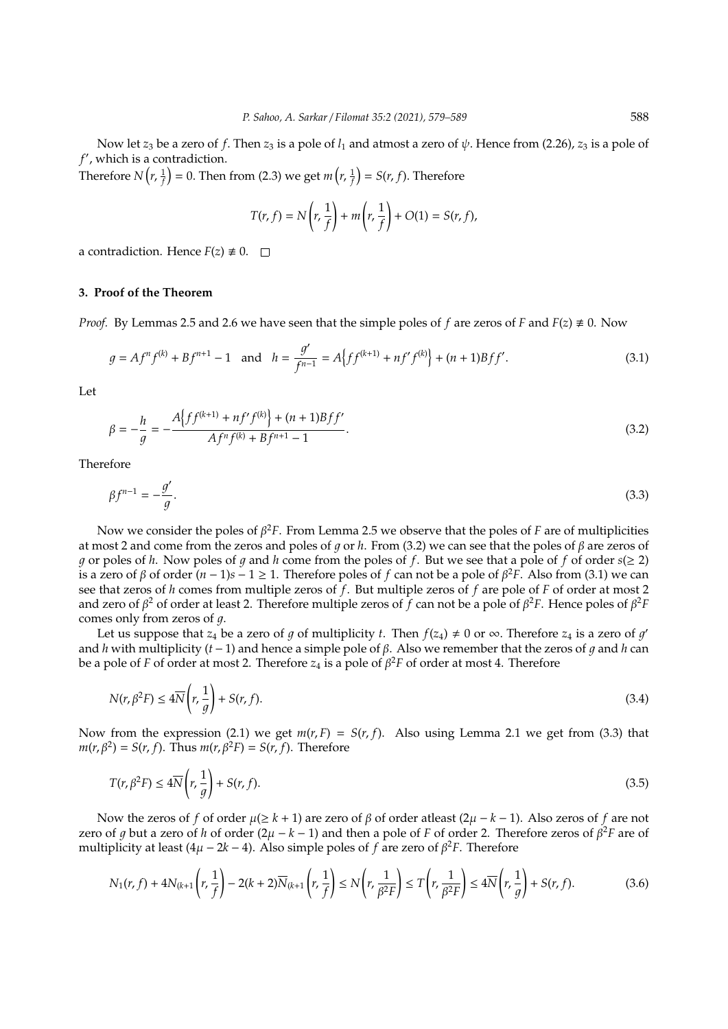Now let $z_3$ be a zero of $f$. Then $z_3$ is a pole of $l_1$ and atmost a zero of $\psi$. Hence from (2.26), $z_3$ is a pole of $f'$, which is a contradiction.

Therefore $N\left(r, \frac{1}{f}\right) = 0$. Then from (2.3) we get $m\left(r, \frac{1}{f}\right) = S(r, f)$. Therefore

$$T(r, f) = N\left(r, \frac{1}{f}\right) + m\left(r, \frac{1}{f}\right) + O(1) = S(r, f),$$

a contradiction. Hence $F(z) \not\equiv 0$. □

## 3. Proof of the Theorem

*Proof.* By Lemmas 2.5 and 2.6 we have seen that the simple poles of $f$ are zeros of $F$ and $F(z) \not\equiv 0$. Now

$$g = Af^n f^{(k)} + Bf^{n+1} - 1 \quad \text{and} \quad h = \frac{g'}{f^{n-1}} = A\left\{ff^{(k+1)} + nf'f^{(k)}\right\} + (n+1)Bff'. \tag{3.1}$$

Let

$$\beta = -\frac{h}{g} = -\frac{A\left\{ff^{(k+1)} + nf'f^{(k)}\right\} + (n+1)Bff'}{Af^n f^{(k)} + Bf^{n+1} - 1}. \tag{3.2}$$

Therefore

$$\beta f^{n-1} = -\frac{g'}{g}. \tag{3.3}$$

Now we consider the poles of $\beta^2 F$. From Lemma 2.5 we observe that the poles of $F$ are of multiplicities at most 2 and come from the zeros and poles of $g$ or $h$. From (3.2) we can see that the poles of $\beta$ are zeros of $g$ or poles of $h$. Now poles of $g$ and $h$ come from the poles of $f$. But we see that a pole of $f$ of order $s(\geq 2)$ is a zero of $\beta$ of order $(n-1)s - 1 \geq 1$. Therefore poles of $f$ can not be a pole of $\beta^2 F$. Also from (3.1) we can see that zeros of $h$ comes from multiple zeros of $f$. But multiple zeros of $f$ are pole of $F$ of order at most 2 and zero of $\beta^2$ of order at least 2. Therefore multiple zeros of $f$ can not be a pole of $\beta^2 F$. Hence poles of $\beta^2 F$ comes only from zeros of $g$.

Let us suppose that $z_4$ be a zero of $g$ of multiplicity $t$. Then $f(z_4) \neq 0$ or $\infty$. Therefore $z_4$ is a zero of $g'$ and $h$ with multiplicity $(t-1)$ and hence a simple pole of $\beta$. Also we remember that the zeros of $g$ and $h$ can be a pole of $F$ of order at most 2. Therefore $z_4$ is a pole of $\beta^2 F$ of order at most 4. Therefore

$$N(r, \beta^2 F) \leq 4\overline{N}\left(r, \frac{1}{g}\right) + S(r, f). \tag{3.4}$$

Now from the expression (2.1) we get $m(r, F) = S(r, f)$. Also using Lemma 2.1 we get from (3.3) that $m(r, \beta^2) = S(r, f)$. Thus $m(r, \beta^2 F) = S(r, f)$. Therefore

$$T(r, \beta^2 F) \leq 4\overline{N}\left(r, \frac{1}{g}\right) + S(r, f). \tag{3.5}$$

Now the zeros of $f$ of order $\mu(\geq k+1)$ are zero of $\beta$ of order atleast $(2\mu - k - 1)$. Also zeros of $f$ are not zero of $g$ but a zero of $h$ of order $(2\mu - k - 1)$ and then a pole of $F$ of order 2. Therefore zeros of $\beta^2 F$ are of multiplicity at least $(4\mu - 2k - 4)$. Also simple poles of $f$ are zero of $\beta^2 F$. Therefore

$$N_1(r, f) + 4N_{(k+1}\left(r, \frac{1}{f}\right) - 2(k+2)\overline{N}_{(k+1}\left(r, \frac{1}{f}\right) \leq N\left(r, \frac{1}{\beta^2 F}\right) \leq T\left(r, \frac{1}{\beta^2 F}\right) \leq 4\overline{N}\left(r, \frac{1}{g}\right) + S(r, f). \tag{3.6}$$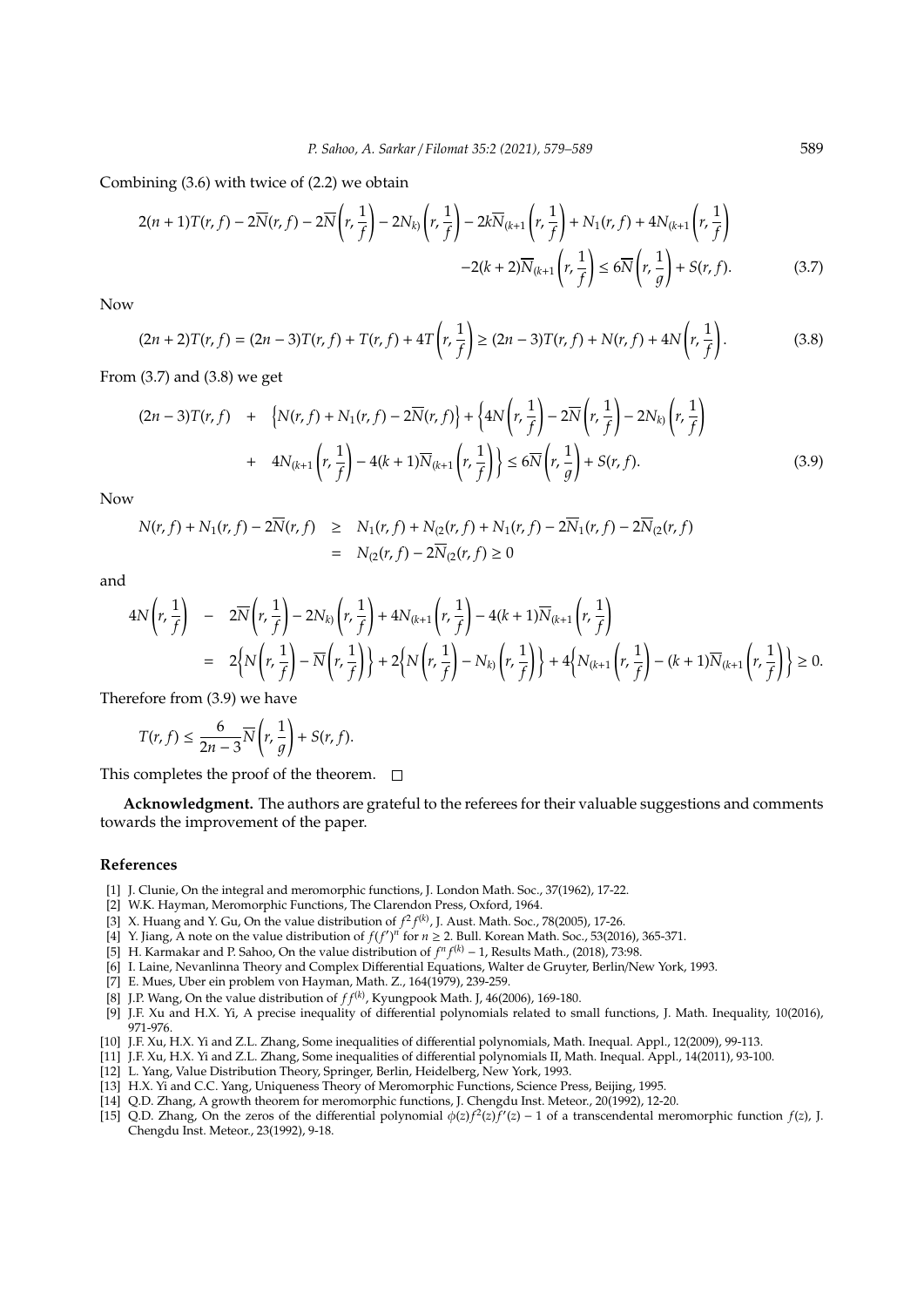Combining (3.6) with twice of (2.2) we obtain

$$2(n+1)T(r,f) - 2\overline{N}(r,f) - 2\overline{N}\left(r,\frac{1}{f}\right) - 2N_{k)}\left(r,\frac{1}{f}\right) - 2k\overline{N}_{(k+1}\left(r,\frac{1}{f}\right) + N_1(r,f) + 4N_{(k+1}\left(r,\frac{1}{f}\right)$$
$$-2(k+2)\overline{N}_{(k+1}\left(r,\frac{1}{f}\right) \le 6\overline{N}\left(r,\frac{1}{g}\right) + S(r,f). \tag{3.7}$$

Now

$$(2n+2)T(r,f) = (2n-3)T(r,f) + T(r,f) + 4T\left(r,\frac{1}{f}\right) \ge (2n-3)T(r,f) + N(r,f) + 4N\left(r,\frac{1}{f}\right). \tag{3.8}$$

From (3.7) and (3.8) we get

$$\begin{aligned}(2n-3)T(r,f) &+ \left\{N(r,f) + N_1(r,f) - 2\overline{N}(r,f)\right\} + \left\{4N\left(r,\frac{1}{f}\right) - 2\overline{N}\left(r,\frac{1}{f}\right) - 2N_{k)}\left(r,\frac{1}{f}\right)\right.\\ &+ \left. 4N_{(k+1}\left(r,\frac{1}{f}\right) - 4(k+1)\overline{N}_{(k+1}\left(r,\frac{1}{f}\right)\right\} \le 6\overline{N}\left(r,\frac{1}{g}\right) + S(r,f).\end{aligned} \tag{3.9}$$

Now

$$\begin{aligned}N(r,f) + N_1(r,f) - 2\overline{N}(r,f) &\ge N_1(r,f) + N_{(2}(r,f) + N_1(r,f) - 2\overline{N}_1(r,f) - 2\overline{N}_{(2}(r,f)\\ &= N_{(2}(r,f) - 2\overline{N}_{(2}(r,f) \ge 0\end{aligned}$$

and

$$\begin{aligned}4N\left(r,\frac{1}{f}\right) &- 2\overline{N}\left(r,\frac{1}{f}\right) - 2N_{k)}\left(r,\frac{1}{f}\right) + 4N_{(k+1}\left(r,\frac{1}{f}\right) - 4(k+1)\overline{N}_{(k+1}\left(r,\frac{1}{f}\right)\\ &= 2\left\{N\left(r,\frac{1}{f}\right) - \overline{N}\left(r,\frac{1}{f}\right)\right\} + 2\left\{N\left(r,\frac{1}{f}\right) - N_{k)}\left(r,\frac{1}{f}\right)\right\} + 4\left\{N_{(k+1}\left(r,\frac{1}{f}\right) - (k+1)\overline{N}_{(k+1}\left(r,\frac{1}{f}\right)\right\} \ge 0.\end{aligned}$$

Therefore from (3.9) we have

$$T(r,f) \le \frac{6}{2n-3}\overline{N}\left(r,\frac{1}{g}\right) + S(r,f).$$

This completes the proof of the theorem. □

**Acknowledgment.** The authors are grateful to the referees for their valuable suggestions and comments towards the improvement of the paper.

## References

[1] J. Clunie, On the integral and meromorphic functions, J. London Math. Soc., 37(1962), 17-22.

[2] W.K. Hayman, Meromorphic Functions, The Clarendon Press, Oxford, 1964.

[3] X. Huang and Y. Gu, On the value distribution of $f^2f^{(k)}$, J. Aust. Math. Soc., 78(2005), 17-26.

[4] Y. Jiang, A note on the value distribution of $f(f')^n$ for $n \ge 2$. Bull. Korean Math. Soc., 53(2016), 365-371.

[5] H. Karmakar and P. Sahoo, On the value distribution of $f^nf^{(k)} - 1$, Results Math., (2018), 73:98.

[6] I. Laine, Nevanlinna Theory and Complex Differential Equations, Walter de Gruyter, Berlin/New York, 1993.

[7] E. Mues, Uber ein problem von Hayman, Math. Z., 164(1979), 239-259.

[8] J.P. Wang, On the value distribution of $ff^{(k)}$, Kyungpook Math. J, 46(2006), 169-180.

[9] J.F. Xu and H.X. Yi, A precise inequality of differential polynomials related to small functions, J. Math. Inequality, 10(2016), 971-976.

[10] J.F. Xu, H.X. Yi and Z.L. Zhang, Some inequalities of differential polynomials, Math. Inequal. Appl., 12(2009), 99-113.

[11] J.F. Xu, H.X. Yi and Z.L. Zhang, Some inequalities of differential polynomials II, Math. Inequal. Appl., 14(2011), 93-100.

[12] L. Yang, Value Distribution Theory, Springer, Berlin, Heidelberg, New York, 1993.

[13] H.X. Yi and C.C. Yang, Uniqueness Theory of Meromorphic Functions, Science Press, Beijing, 1995.

[14] Q.D. Zhang, A growth theorem for meromorphic functions, J. Chengdu Inst. Meteor., 20(1992), 12-20.

[15] Q.D. Zhang, On the zeros of the differential polynomial $\phi(z)f^2(z)f'(z) - 1$ of a transcendental meromorphic function $f(z)$, J. Chengdu Inst. Meteor., 23(1992), 9-18.